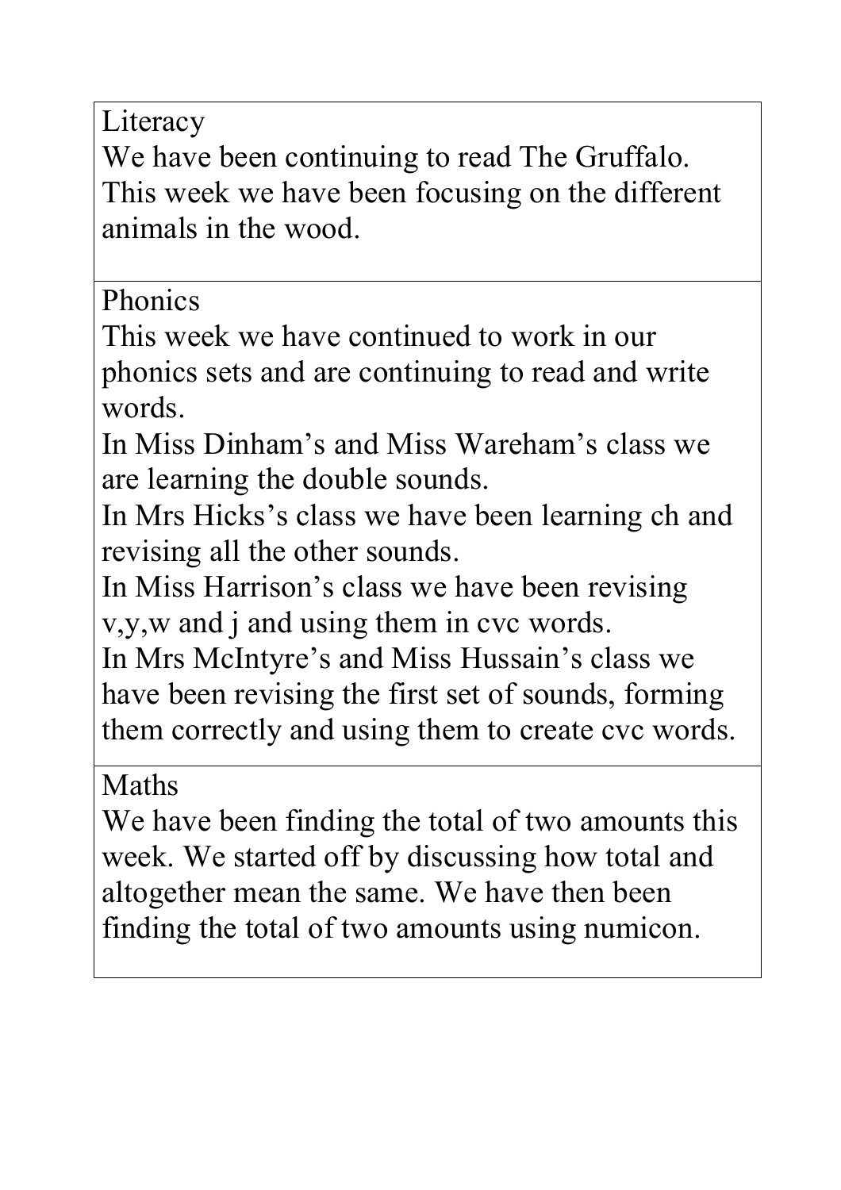## Literacy

We have been continuing to read The Gruffalo. This week we have been focusing on the different animals in the wood.

## Phonics

This week we have continued to work in our phonics sets and are continuing to read and write words.

In Miss Dinham's and Miss Wareham's class we are learning the double sounds.

In Mrs Hicks's class we have been learning ch and revising all the other sounds.

In Miss Harrison's class we have been revising v,y,w and j and using them in cvc words.

In Mrs McIntyre's and Miss Hussain's class we have been revising the first set of sounds, forming them correctly and using them to create cvc words.

## Maths

We have been finding the total of two amounts this week. We started off by discussing how total and altogether mean the same. We have then been finding the total of two amounts using numicon.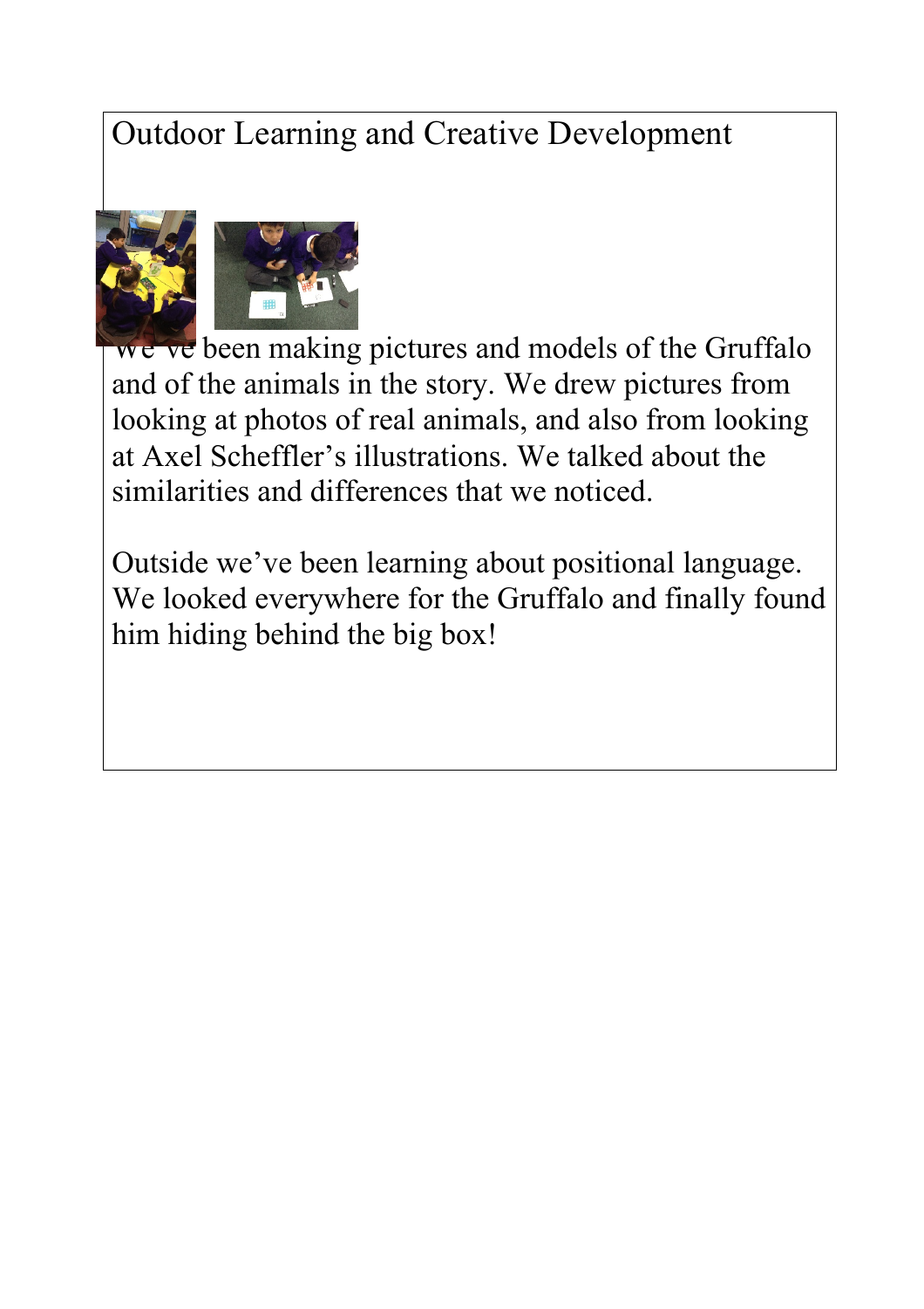# Outdoor Learning and Creative Development

We've been making pictures and models of the Gruffalo and of the animals in the story. We drew pictures from looking at photos of real animals, and also from looking at Axel Scheffler's illustrations. We talked about the similarities and differences that we noticed.

Outside we've been learning about positional language. We looked everywhere for the Gruffalo and finally found him hiding behind the big box!